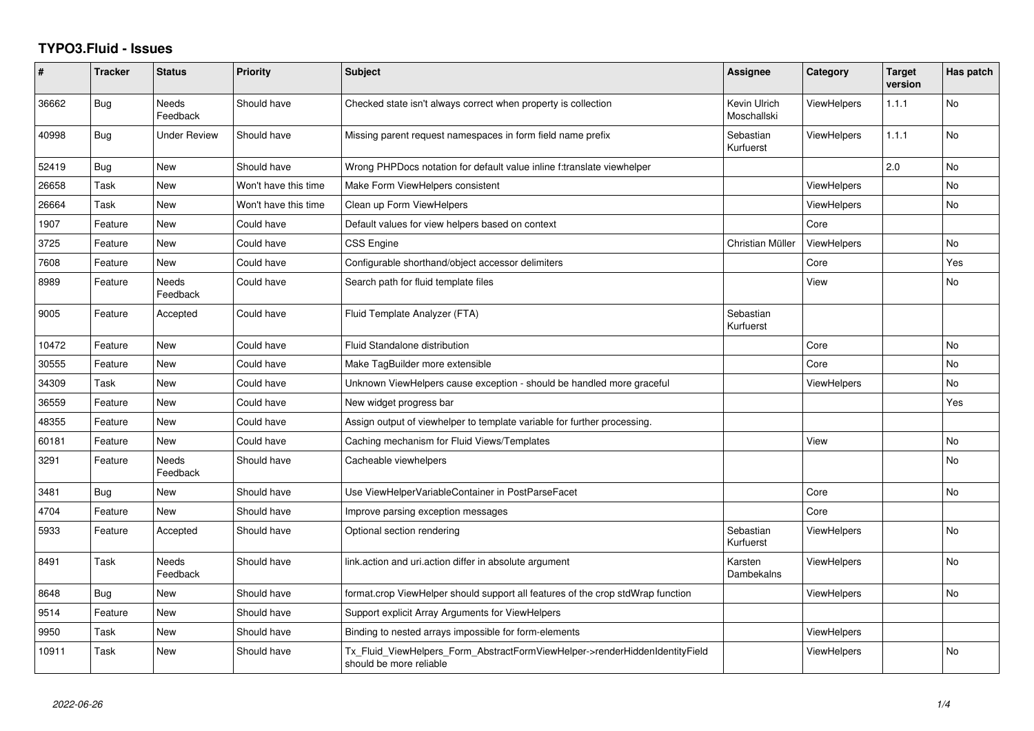# TYPO3.Fluid - Issues

| # | Tracker | Status | Priority | Subject | Assignee | Category | Target version | Has patch |
|---|---|---|---|---|---|---|---|---|
| 36662 | Bug | Needs Feedback | Should have | Checked state isn't always correct when property is collection | Kevin Ulrich Moschallski | ViewHelpers | 1.1.1 | No |
| 40998 | Bug | Under Review | Should have | Missing parent request namespaces in form field name prefix | Sebastian Kurfuerst | ViewHelpers | 1.1.1 | No |
| 52419 | Bug | New | Should have | Wrong PHPDocs notation for default value inline f:translate viewhelper | | | 2.0 | No |
| 26658 | Task | New | Won't have this time | Make Form ViewHelpers consistent | | ViewHelpers | | No |
| 26664 | Task | New | Won't have this time | Clean up Form ViewHelpers | | ViewHelpers | | No |
| 1907 | Feature | New | Could have | Default values for view helpers based on context | | Core | | |
| 3725 | Feature | New | Could have | CSS Engine | Christian Müller | ViewHelpers | | No |
| 7608 | Feature | New | Could have | Configurable shorthand/object accessor delimiters | | Core | | Yes |
| 8989 | Feature | Needs Feedback | Could have | Search path for fluid template files | | View | | No |
| 9005 | Feature | Accepted | Could have | Fluid Template Analyzer (FTA) | Sebastian Kurfuerst | | | |
| 10472 | Feature | New | Could have | Fluid Standalone distribution | | Core | | No |
| 30555 | Feature | New | Could have | Make TagBuilder more extensible | | Core | | No |
| 34309 | Task | New | Could have | Unknown ViewHelpers cause exception - should be handled more graceful | | ViewHelpers | | No |
| 36559 | Feature | New | Could have | New widget progress bar | | | | Yes |
| 48355 | Feature | New | Could have | Assign output of viewhelper to template variable for further processing. | | | | |
| 60181 | Feature | New | Could have | Caching mechanism for Fluid Views/Templates | | View | | No |
| 3291 | Feature | Needs Feedback | Should have | Cacheable viewhelpers | | | | No |
| 3481 | Bug | New | Should have | Use ViewHelperVariableContainer in PostParseFacet | | Core | | No |
| 4704 | Feature | New | Should have | Improve parsing exception messages | | Core | | |
| 5933 | Feature | Accepted | Should have | Optional section rendering | Sebastian Kurfuerst | ViewHelpers | | No |
| 8491 | Task | Needs Feedback | Should have | link.action and uri.action differ in absolute argument | Karsten Dambekalns | ViewHelpers | | No |
| 8648 | Bug | New | Should have | format.crop ViewHelper should support all features of the crop stdWrap function | | ViewHelpers | | No |
| 9514 | Feature | New | Should have | Support explicit Array Arguments for ViewHelpers | | | | |
| 9950 | Task | New | Should have | Binding to nested arrays impossible for form-elements | | ViewHelpers | | |
| 10911 | Task | New | Should have | Tx_Fluid_ViewHelpers_Form_AbstractFormViewHelper->renderHiddenIdentityField should be more reliable | | ViewHelpers | | No |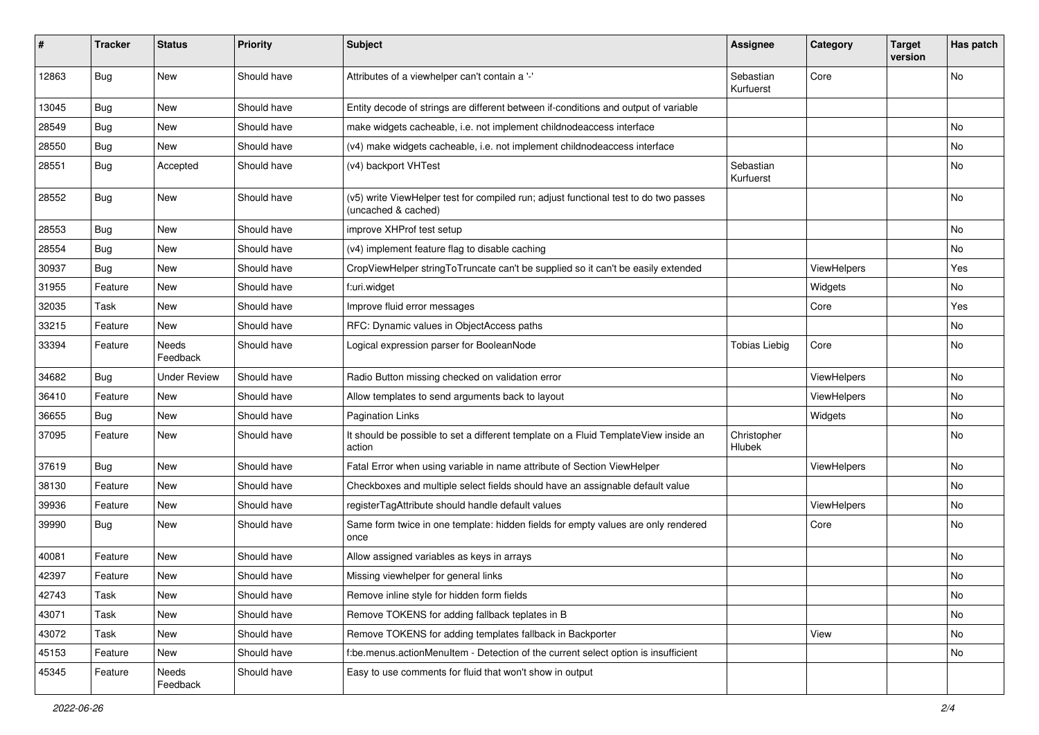| # | Tracker | Status | Priority | Subject | Assignee | Category | Target version | Has patch |
|---|---|---|---|---|---|---|---|---|
| 12863 | Bug | New | Should have | Attributes of a viewhelper can't contain a '-' | Sebastian Kurfuerst | Core | | No |
| 13045 | Bug | New | Should have | Entity decode of strings are different between if-conditions and output of variable | | | | |
| 28549 | Bug | New | Should have | make widgets cacheable, i.e. not implement childnodeaccess interface | | | | No |
| 28550 | Bug | New | Should have | (v4) make widgets cacheable, i.e. not implement childnodeaccess interface | | | | No |
| 28551 | Bug | Accepted | Should have | (v4) backport VHTest | Sebastian Kurfuerst | | | No |
| 28552 | Bug | New | Should have | (v5) write ViewHelper test for compiled run; adjust functional test to do two passes (uncached & cached) | | | | No |
| 28553 | Bug | New | Should have | improve XHProf test setup | | | | No |
| 28554 | Bug | New | Should have | (v4) implement feature flag to disable caching | | | | No |
| 30937 | Bug | New | Should have | CropViewHelper stringToTruncate can't be supplied so it can't be easily extended | | ViewHelpers | | Yes |
| 31955 | Feature | New | Should have | f:uri.widget | | Widgets | | No |
| 32035 | Task | New | Should have | Improve fluid error messages | | Core | | Yes |
| 33215 | Feature | New | Should have | RFC: Dynamic values in ObjectAccess paths | | | | No |
| 33394 | Feature | Needs Feedback | Should have | Logical expression parser for BooleanNode | Tobias Liebig | Core | | No |
| 34682 | Bug | Under Review | Should have | Radio Button missing checked on validation error | | ViewHelpers | | No |
| 36410 | Feature | New | Should have | Allow templates to send arguments back to layout | | ViewHelpers | | No |
| 36655 | Bug | New | Should have | Pagination Links | | Widgets | | No |
| 37095 | Feature | New | Should have | It should be possible to set a different template on a Fluid TemplateView inside an action | Christopher Hlubek | | | No |
| 37619 | Bug | New | Should have | Fatal Error when using variable in name attribute of Section ViewHelper | | ViewHelpers | | No |
| 38130 | Feature | New | Should have | Checkboxes and multiple select fields should have an assignable default value | | | | No |
| 39936 | Feature | New | Should have | registerTagAttribute should handle default values | | ViewHelpers | | No |
| 39990 | Bug | New | Should have | Same form twice in one template: hidden fields for empty values are only rendered once | | Core | | No |
| 40081 | Feature | New | Should have | Allow assigned variables as keys in arrays | | | | No |
| 42397 | Feature | New | Should have | Missing viewhelper for general links | | | | No |
| 42743 | Task | New | Should have | Remove inline style for hidden form fields | | | | No |
| 43071 | Task | New | Should have | Remove TOKENS for adding fallback teplates in B | | | | No |
| 43072 | Task | New | Should have | Remove TOKENS for adding templates fallback in Backporter | | View | | No |
| 45153 | Feature | New | Should have | f:be.menus.actionMenuItem - Detection of the current select option is insufficient | | | | No |
| 45345 | Feature | Needs Feedback | Should have | Easy to use comments for fluid that won't show in output | | | | |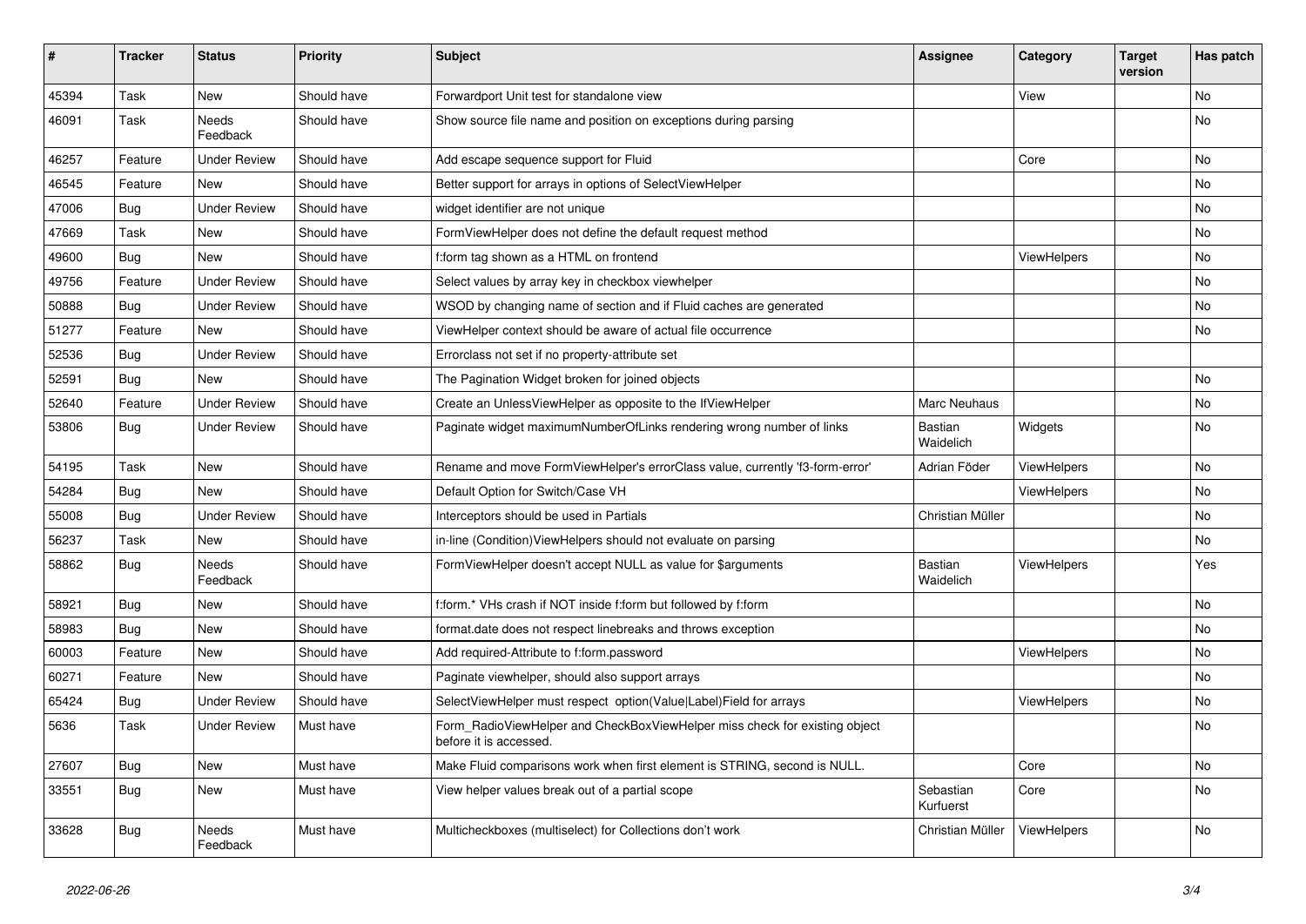| # | Tracker | Status | Priority | Subject | Assignee | Category | Target version | Has patch |
|---|---|---|---|---|---|---|---|---|
| 45394 | Task | New | Should have | Forwardport Unit test for standalone view | | View | | No |
| 46091 | Task | Needs Feedback | Should have | Show source file name and position on exceptions during parsing | | | | No |
| 46257 | Feature | Under Review | Should have | Add escape sequence support for Fluid | | Core | | No |
| 46545 | Feature | New | Should have | Better support for arrays in options of SelectViewHelper | | | | No |
| 47006 | Bug | Under Review | Should have | widget identifier are not unique | | | | No |
| 47669 | Task | New | Should have | FormViewHelper does not define the default request method | | | | No |
| 49600 | Bug | New | Should have | f:form tag shown as a HTML on frontend | | ViewHelpers | | No |
| 49756 | Feature | Under Review | Should have | Select values by array key in checkbox viewhelper | | | | No |
| 50888 | Bug | Under Review | Should have | WSOD by changing name of section and if Fluid caches are generated | | | | No |
| 51277 | Feature | New | Should have | ViewHelper context should be aware of actual file occurrence | | | | No |
| 52536 | Bug | Under Review | Should have | Errorclass not set if no property-attribute set | | | | |
| 52591 | Bug | New | Should have | The Pagination Widget broken for joined objects | | | | No |
| 52640 | Feature | Under Review | Should have | Create an UnlessViewHelper as opposite to the IfViewHelper | Marc Neuhaus | | | No |
| 53806 | Bug | Under Review | Should have | Paginate widget maximumNumberOfLinks rendering wrong number of links | Bastian Waidelich | Widgets | | No |
| 54195 | Task | New | Should have | Rename and move FormViewHelper's errorClass value, currently 'f3-form-error' | Adrian Föder | ViewHelpers | | No |
| 54284 | Bug | New | Should have | Default Option for Switch/Case VH | | ViewHelpers | | No |
| 55008 | Bug | Under Review | Should have | Interceptors should be used in Partials | Christian Müller | | | No |
| 56237 | Task | New | Should have | in-line (Condition)ViewHelpers should not evaluate on parsing | | | | No |
| 58862 | Bug | Needs Feedback | Should have | FormViewHelper doesn't accept NULL as value for $arguments | Bastian Waidelich | ViewHelpers | | Yes |
| 58921 | Bug | New | Should have | f:form.* VHs crash if NOT inside f:form but followed by f:form | | | | No |
| 58983 | Bug | New | Should have | format.date does not respect linebreaks and throws exception | | | | No |
| 60003 | Feature | New | Should have | Add required-Attribute to f:form.password | | ViewHelpers | | No |
| 60271 | Feature | New | Should have | Paginate viewhelper, should also support arrays | | | | No |
| 65424 | Bug | Under Review | Should have | SelectViewHelper must respect option(Value\|Label)Field for arrays | | ViewHelpers | | No |
| 5636 | Task | Under Review | Must have | Form_RadioViewHelper and CheckBoxViewHelper miss check for existing object before it is accessed. | | | | No |
| 27607 | Bug | New | Must have | Make Fluid comparisons work when first element is STRING, second is NULL. | | Core | | No |
| 33551 | Bug | New | Must have | View helper values break out of a partial scope | Sebastian Kurfuerst | Core | | No |
| 33628 | Bug | Needs Feedback | Must have | Multicheckboxes (multiselect) for Collections don't work | Christian Müller | ViewHelpers | | No |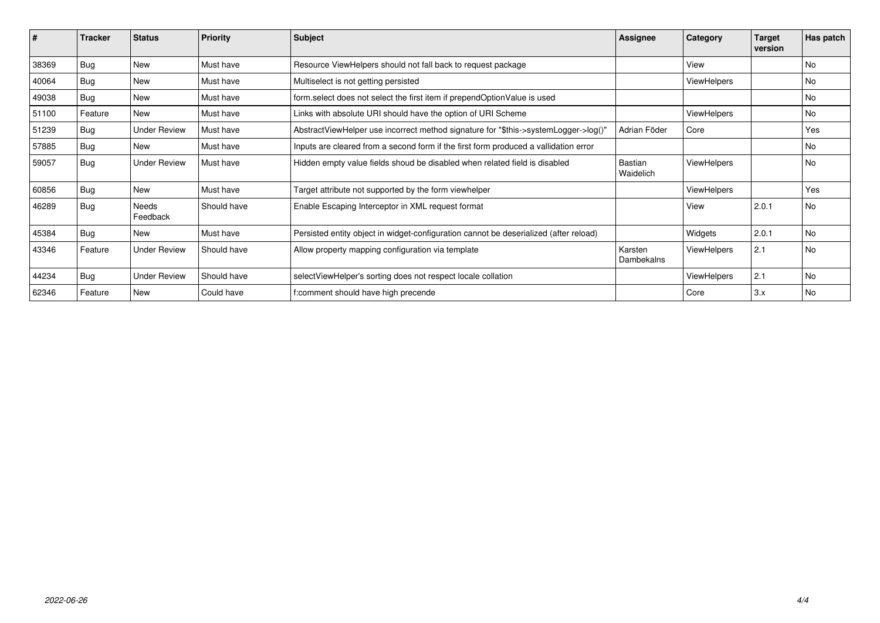| # | Tracker | Status | Priority | Subject | Assignee | Category | Target version | Has patch |
|---|---|---|---|---|---|---|---|---|
| 38369 | Bug | New | Must have | Resource ViewHelpers should not fall back to request package | | View | | No |
| 40064 | Bug | New | Must have | Multiselect is not getting persisted | | ViewHelpers | | No |
| 49038 | Bug | New | Must have | form.select does not select the first item if prependOptionValue is used | | | | No |
| 51100 | Feature | New | Must have | Links with absolute URI should have the option of URI Scheme | | ViewHelpers | | No |
| 51239 | Bug | Under Review | Must have | AbstractViewHelper use incorrect method signature for "$this->systemLogger->log()" | Adrian Föder | Core | | Yes |
| 57885 | Bug | New | Must have | Inputs are cleared from a second form if the first form produced a vallidation error | | | | No |
| 59057 | Bug | Under Review | Must have | Hidden empty value fields shoud be disabled when related field is disabled | Bastian Waidelich | ViewHelpers | | No |
| 60856 | Bug | New | Must have | Target attribute not supported by the form viewhelper | | ViewHelpers | | Yes |
| 46289 | Bug | Needs Feedback | Should have | Enable Escaping Interceptor in XML request format | | View | 2.0.1 | No |
| 45384 | Bug | New | Must have | Persisted entity object in widget-configuration cannot be deserialized (after reload) | | Widgets | 2.0.1 | No |
| 43346 | Feature | Under Review | Should have | Allow property mapping configuration via template | Karsten Dambekalns | ViewHelpers | 2.1 | No |
| 44234 | Bug | Under Review | Should have | selectViewHelper's sorting does not respect locale collation | | ViewHelpers | 2.1 | No |
| 62346 | Feature | New | Could have | f:comment should have high precende | | Core | 3.x | No |